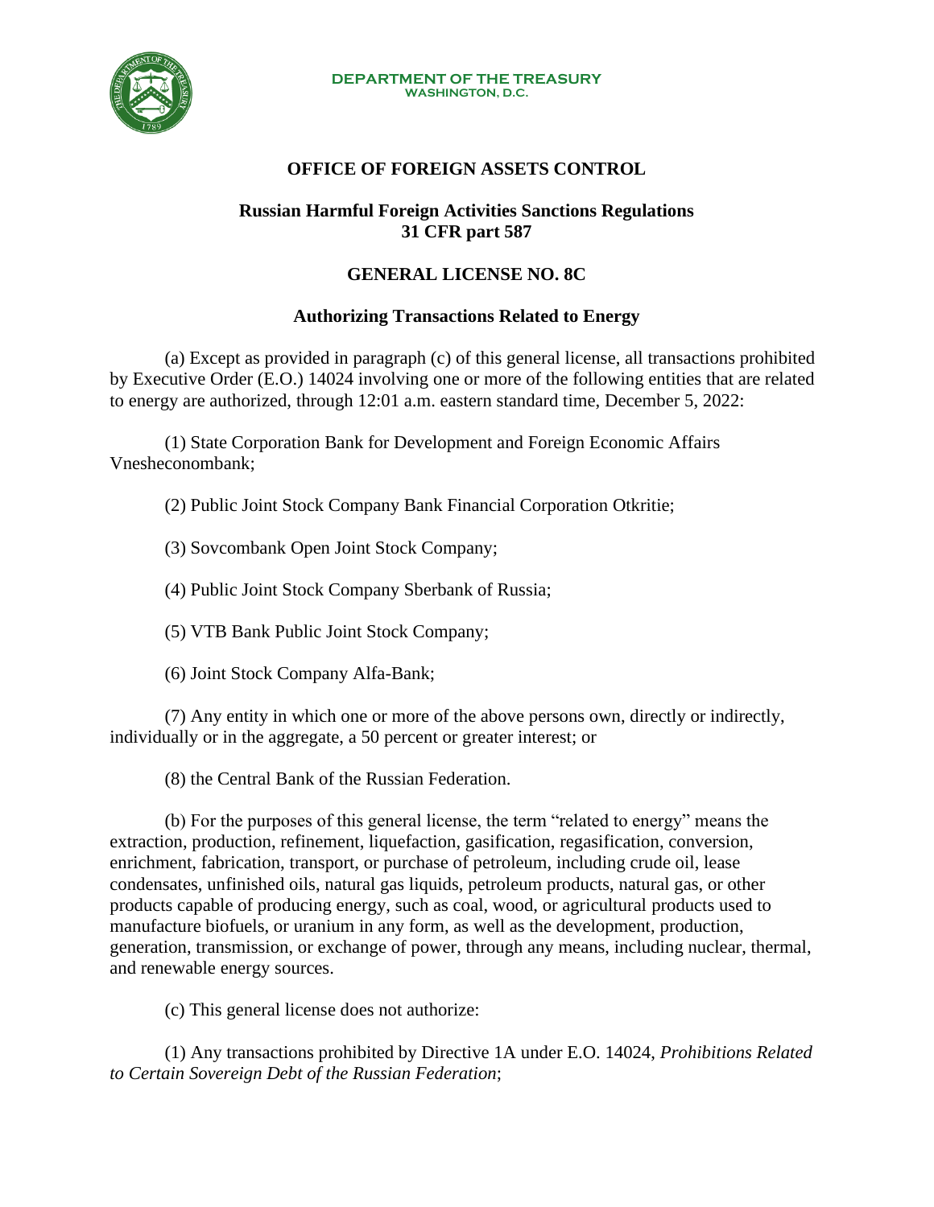DEPARTMENT OF THE TREASURY
WASHINGTON, D.C.

## OFFICE OF FOREIGN ASSETS CONTROL

## Russian Harmful Foreign Activities Sanctions Regulations 31 CFR part 587

## GENERAL LICENSE NO. 8C

### Authorizing Transactions Related to Energy

(a) Except as provided in paragraph (c) of this general license, all transactions prohibited by Executive Order (E.O.) 14024 involving one or more of the following entities that are related to energy are authorized, through 12:01 a.m. eastern standard time, December 5, 2022:

(1) State Corporation Bank for Development and Foreign Economic Affairs Vnesheconombank;

(2) Public Joint Stock Company Bank Financial Corporation Otkritie;

(3) Sovcombank Open Joint Stock Company;

(4) Public Joint Stock Company Sberbank of Russia;

(5) VTB Bank Public Joint Stock Company;

(6) Joint Stock Company Alfa-Bank;

(7) Any entity in which one or more of the above persons own, directly or indirectly, individually or in the aggregate, a 50 percent or greater interest; or

(8) the Central Bank of the Russian Federation.

(b) For the purposes of this general license, the term "related to energy" means the extraction, production, refinement, liquefaction, gasification, regasification, conversion, enrichment, fabrication, transport, or purchase of petroleum, including crude oil, lease condensates, unfinished oils, natural gas liquids, petroleum products, natural gas, or other products capable of producing energy, such as coal, wood, or agricultural products used to manufacture biofuels, or uranium in any form, as well as the development, production, generation, transmission, or exchange of power, through any means, including nuclear, thermal, and renewable energy sources.

(c) This general license does not authorize:

(1) Any transactions prohibited by Directive 1A under E.O. 14024, *Prohibitions Related to Certain Sovereign Debt of the Russian Federation*;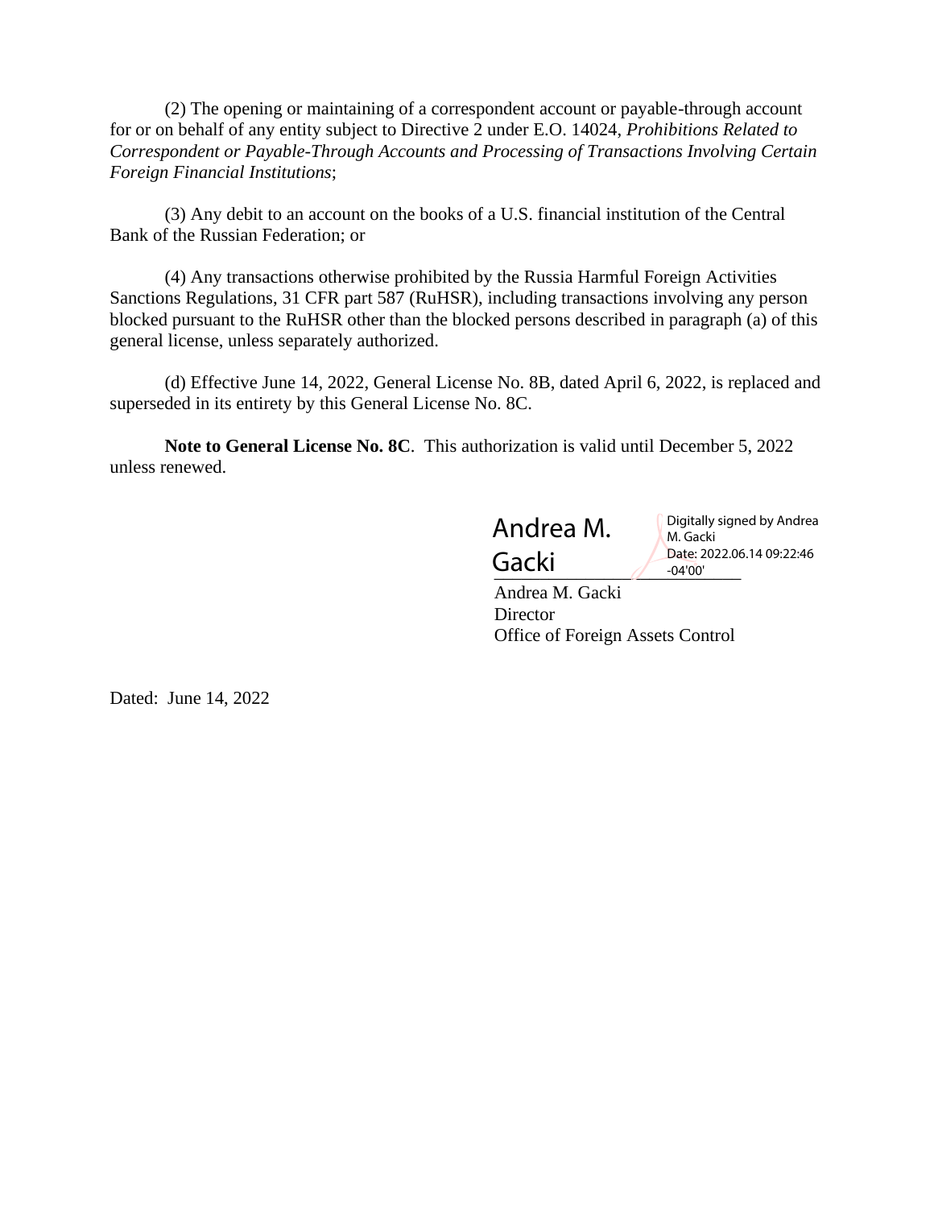(2) The opening or maintaining of a correspondent account or payable-through account for or on behalf of any entity subject to Directive 2 under E.O. 14024, *Prohibitions Related to Correspondent or Payable-Through Accounts and Processing of Transactions Involving Certain Foreign Financial Institutions*;

(3) Any debit to an account on the books of a U.S. financial institution of the Central Bank of the Russian Federation; or

(4) Any transactions otherwise prohibited by the Russia Harmful Foreign Activities Sanctions Regulations, 31 CFR part 587 (RuHSR), including transactions involving any person blocked pursuant to the RuHSR other than the blocked persons described in paragraph (a) of this general license, unless separately authorized.

(d) Effective June 14, 2022, General License No. 8B, dated April 6, 2022, is replaced and superseded in its entirety by this General License No. 8C.

**Note to General License No. 8C**. This authorization is valid until December 5, 2022 unless renewed.

Andrea M. Gacki

Digitally signed by Andrea M. Gacki
Date: 2022.06.14 09:22:46 -04'00'

Andrea M. Gacki
Director
Office of Foreign Assets Control

Dated: June 14, 2022